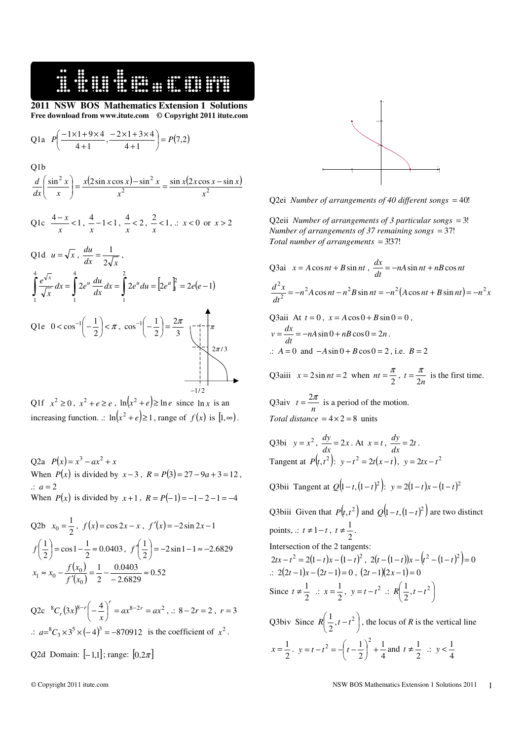## 2011 NSW BOS Mathematics Extension 1 Solutions

**Free download from www.itute.com © Copyright 2011 itute.com**

Q1a $P\left(\frac{-1\times1+9\times4}{4+1},\frac{-2\times1+3\times4}{4+1}\right)=P(7,2)$

Q1b

$$\frac{d}{dx}\left(\frac{\sin^2 x}{x}\right)=\frac{x(2\sin x\cos x)-\sin^2 x}{x^2}=\frac{\sin x(2x\cos x-\sin x)}{x^2}$$

Q1c $\frac{4-x}{x}<1$, $\frac{4}{x}-1<1$, $\frac{4}{x}<2$, $\frac{2}{x}<1$, .: $x<0$ or $x>2$

Q1d $u=\sqrt{x}$, $\frac{du}{dx}=\frac{1}{2\sqrt{x}}$,

$$\int_1^4\frac{e^{\sqrt{x}}}{\sqrt{x}}dx=\int_1^4 2e^u\frac{du}{dx}dx=\int_1^2 2e^u du=\left[2e^u\right]_1^2=2e(e-1)$$

Q1e $0<\cos^{-1}\left(-\frac{1}{2}\right)<\pi$, $\cos^{-1}\left(-\frac{1}{2}\right)=\frac{2\pi}{3}$

Q1f $x^2\ge0$, $x^2+e\ge e$, $\ln\left(x^2+e\right)\ge\ln e$ since $\ln x$ is an increasing function. .: $\ln\left(x^2+e\right)\ge1$, range of $f(x)$ is $[1,\infty)$.

Q2a $P(x)=x^3-ax^2+x$

When $P(x)$ is divided by $x-3$, $R=P(3)=27-9a+3=12$,

.: $a=2$

When $P(x)$ is divided by $x+1$, $R=P(-1)=-1-2-1=-4$

Q2b $x_0=\frac{1}{2}$, $f(x)=\cos2x-x$, $f'(x)=-2\sin2x-1$

$f\left(\frac{1}{2}\right)=\cos1-\frac{1}{2}\approx0.0403$, $f'\left(\frac{1}{2}\right)=-2\sin1-1\approx-2.6829$

$x_1\approx x_0-\frac{f(x_0)}{f'(x_0)}=\frac{1}{2}-\frac{0.0403}{-2.6829}\approx0.52$

Q2c ${}^8C_r(3x)^{8-r}\left(-\frac{4}{x}\right)^r=ax^{8-2r}=ax^2$, .: $8-2r=2$, $r=3$

.: $a={}^8C_3\times3^5\times(-4)^3=-870912$ is the coefficient of $x^2$.

Q2d Domain: $[-1,1]$; range: $[0,2\pi]$

Q2ei *Number of arrangements of 40 different songs* $=40!$

Q2eii *Number of arrangements of 3 particular songs* $=3!$
*Number of arrangements of 37 remaining songs* $=37!$
*Total number of arrangements* $=3!37!$

Q3ai $x=A\cos nt+B\sin nt$, $\frac{dx}{dt}=-nA\sin nt+nB\cos nt$

$\frac{d^2x}{dt^2}=-n^2A\cos nt-n^2B\sin nt=-n^2(A\cos nt+B\sin nt)=-n^2x$

Q3aii At $t=0$, $x=A\cos0+B\sin0=0$,
$v=\frac{dx}{dt}=-nA\sin0+nB\cos0=2n$.
.: $A=0$ and $-A\sin0+B\cos0=2$, i.e. $B=2$

Q3aiii $x=2\sin nt=2$ when $nt=\frac{\pi}{2}$, $t=\frac{\pi}{2n}$ is the first time.

Q3aiv $t=\frac{2\pi}{n}$ is a period of the motion.
*Total distance* $=4\times2=8$ units

Q3bi $y=x^2$, $\frac{dy}{dx}=2x$. At $x=t$, $\frac{dy}{dx}=2t$.
Tangent at $P\left(t,t^2\right)$: $y-t^2=2t(x-t)$, $y=2tx-t^2$

Q3bii Tangent at $Q\left(1-t,(1-t)^2\right)$: $y=2(1-t)x-(1-t)^2$

Q3biii Given that $P\left(t,t^2\right)$ and $Q\left(1-t,(1-t)^2\right)$ are two distinct points, .: $t\ne1-t$, $t\ne\frac{1}{2}$.
Intersection of the 2 tangents:
$2tx-t^2=2(1-t)x-(1-t)^2$, $2(t-(1-t))x-\left(t^2-(1-t)^2\right)=0$
.: $2(2t-1)x-(2t-1)=0$, $(2t-1)(2x-1)=0$
Since $t\ne\frac{1}{2}$ .: $x=\frac{1}{2}$, $y=t-t^2$ .: $R\left(\frac{1}{2},t-t^2\right)$

Q3biv Since $R\left(\frac{1}{2},t-t^2\right)$, the locus of *R* is the vertical line $x=\frac{1}{2}$. $y=t-t^2=-\left(t-\frac{1}{2}\right)^2+\frac{1}{4}$ and $t\ne\frac{1}{2}$ .: $y<\frac{1}{4}$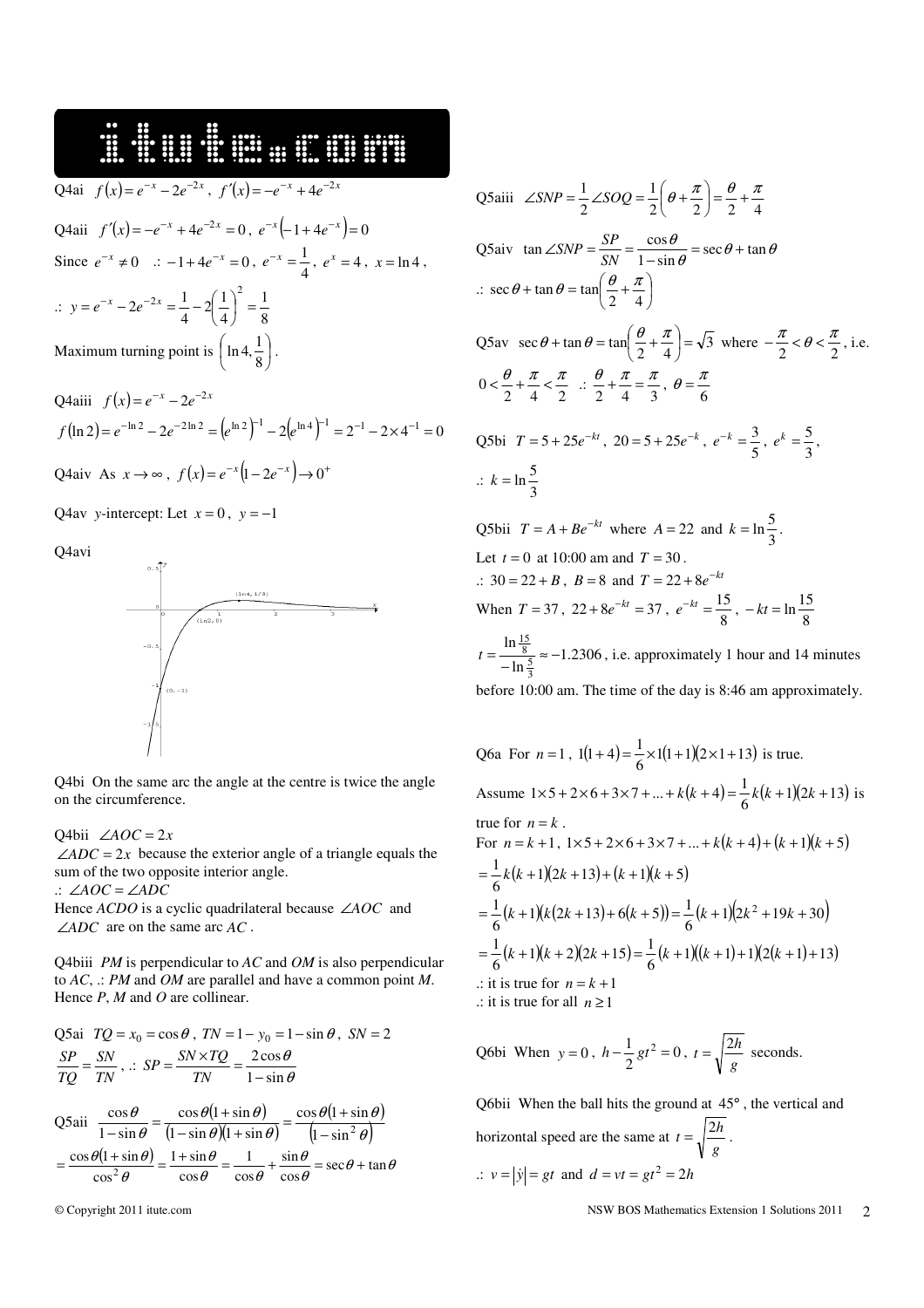Q4ai $f(x)=e^{-x}-2e^{-2x}$, $f'(x)=-e^{-x}+4e^{-2x}$

Q4aii $f'(x)=-e^{-x}+4e^{-2x}=0$, $e^{-x}(-1+4e^{-x})=0$

Since $e^{-x}\neq 0$ .: $-1+4e^{-x}=0$, $e^{-x}=\frac{1}{4}$, $e^{x}=4$, $x=\ln 4$,

.: $y=e^{-x}-2e^{-2x}=\frac{1}{4}-2\left(\frac{1}{4}\right)^2=\frac{1}{8}$

Maximum turning point is $\left(\ln 4,\frac{1}{8}\right)$.

Q4aiii $f(x)=e^{-x}-2e^{-2x}$

$f(\ln 2)=e^{-\ln 2}-2e^{-2\ln 2}=\left(e^{\ln 2}\right)^{-1}-2\left(e^{\ln 4}\right)^{-1}=2^{-1}-2\times 4^{-1}=0$

Q4aiv As $x\to\infty$, $f(x)=e^{-x}(1-2e^{-x})\to 0^{+}$

Q4av $y$-intercept: Let $x=0$, $y=-1$

Q4avi

Q4bi On the same arc the angle at the centre is twice the angle on the circumference.

Q4bii $\angle AOC=2x$

$\angle ADC=2x$ because the exterior angle of a triangle equals the sum of the two opposite interior angle.

.: $\angle AOC=\angle ADC$

Hence $ACDO$ is a cyclic quadrilateral because $\angle AOC$ and $\angle ADC$ are on the same arc $AC$.

Q4biii $PM$ is perpendicular to $AC$ and $OM$ is also perpendicular to $AC$, .: $PM$ and $OM$ are parallel and have a common point $M$. Hence $P$, $M$ and $O$ are collinear.

Q5ai $TQ=x_0=\cos\theta$, $TN=1-y_0=1-\sin\theta$, $SN=2$

$\frac{SP}{TQ}=\frac{SN}{TN}$, .: $SP=\frac{SN\times TQ}{TN}=\frac{2\cos\theta}{1-\sin\theta}$

Q5aii $\frac{\cos\theta}{1-\sin\theta}=\frac{\cos\theta(1+\sin\theta)}{(1-\sin\theta)(1+\sin\theta)}=\frac{\cos\theta(1+\sin\theta)}{(1-\sin^2\theta)}$

$=\frac{\cos\theta(1+\sin\theta)}{\cos^2\theta}=\frac{1+\sin\theta}{\cos\theta}=\frac{1}{\cos\theta}+\frac{\sin\theta}{\cos\theta}=\sec\theta+\tan\theta$

Q5aiii $\angle SNP=\frac{1}{2}\angle SOQ=\frac{1}{2}\left(\theta+\frac{\pi}{2}\right)=\frac{\theta}{2}+\frac{\pi}{4}$

Q5aiv $\tan\angle SNP=\frac{SP}{SN}=\frac{\cos\theta}{1-\sin\theta}=\sec\theta+\tan\theta$

.: $\sec\theta+\tan\theta=\tan\left(\frac{\theta}{2}+\frac{\pi}{4}\right)$

Q5av $\sec\theta+\tan\theta=\tan\left(\frac{\theta}{2}+\frac{\pi}{4}\right)=\sqrt{3}$ where $-\frac{\pi}{2}<\theta<\frac{\pi}{2}$, i.e. $0<\frac{\theta}{2}+\frac{\pi}{4}<\frac{\pi}{2}$ .: $\frac{\theta}{2}+\frac{\pi}{4}=\frac{\pi}{3}$, $\theta=\frac{\pi}{6}$

Q5bi $T=5+25e^{-kt}$, $20=5+25e^{-k}$, $e^{-k}=\frac{3}{5}$, $e^{k}=\frac{5}{3}$,

.: $k=\ln\frac{5}{3}$

Q5bii $T=A+Be^{-kt}$ where $A=22$ and $k=\ln\frac{5}{3}$.

Let $t=0$ at 10:00 am and $T=30$.

.: $30=22+B$, $B=8$ and $T=22+8e^{-kt}$

When $T=37$, $22+8e^{-kt}=37$, $e^{-kt}=\frac{15}{8}$, $-kt=\ln\frac{15}{8}$

$t=\frac{\ln\frac{15}{8}}{-\ln\frac{5}{3}}\approx -1.2306$, i.e. approximately 1 hour and 14 minutes before 10:00 am. The time of the day is 8:46 am approximately.

Q6a For $n=1$, $1(1+4)=\frac{1}{6}\times 1(1+1)(2\times 1+13)$ is true.

Assume $1\times 5+2\times 6+3\times 7+...+k(k+4)=\frac{1}{6}k(k+1)(2k+13)$ is true for $n=k$.

For $n=k+1$, $1\times 5+2\times 6+3\times 7+...+k(k+4)+(k+1)(k+5)$

$=\frac{1}{6}k(k+1)(2k+13)+(k+1)(k+5)$

$=\frac{1}{6}(k+1)\left(k(2k+13)+6(k+5)\right)=\frac{1}{6}(k+1)\left(2k^2+19k+30\right)$

$=\frac{1}{6}(k+1)(k+2)(2k+15)=\frac{1}{6}(k+1)((k+1)+1)(2(k+1)+13)$

.: it is true for $n=k+1$

.: it is true for all $n\geq 1$

Q6bi When $y=0$, $h-\frac{1}{2}gt^2=0$, $t=\sqrt{\frac{2h}{g}}$ seconds.

Q6bii When the ball hits the ground at 45°, the vertical and horizontal speed are the same at $t=\sqrt{\frac{2h}{g}}$.

.: $v=|\dot{y}|=gt$ and $d=vt=gt^2=2h$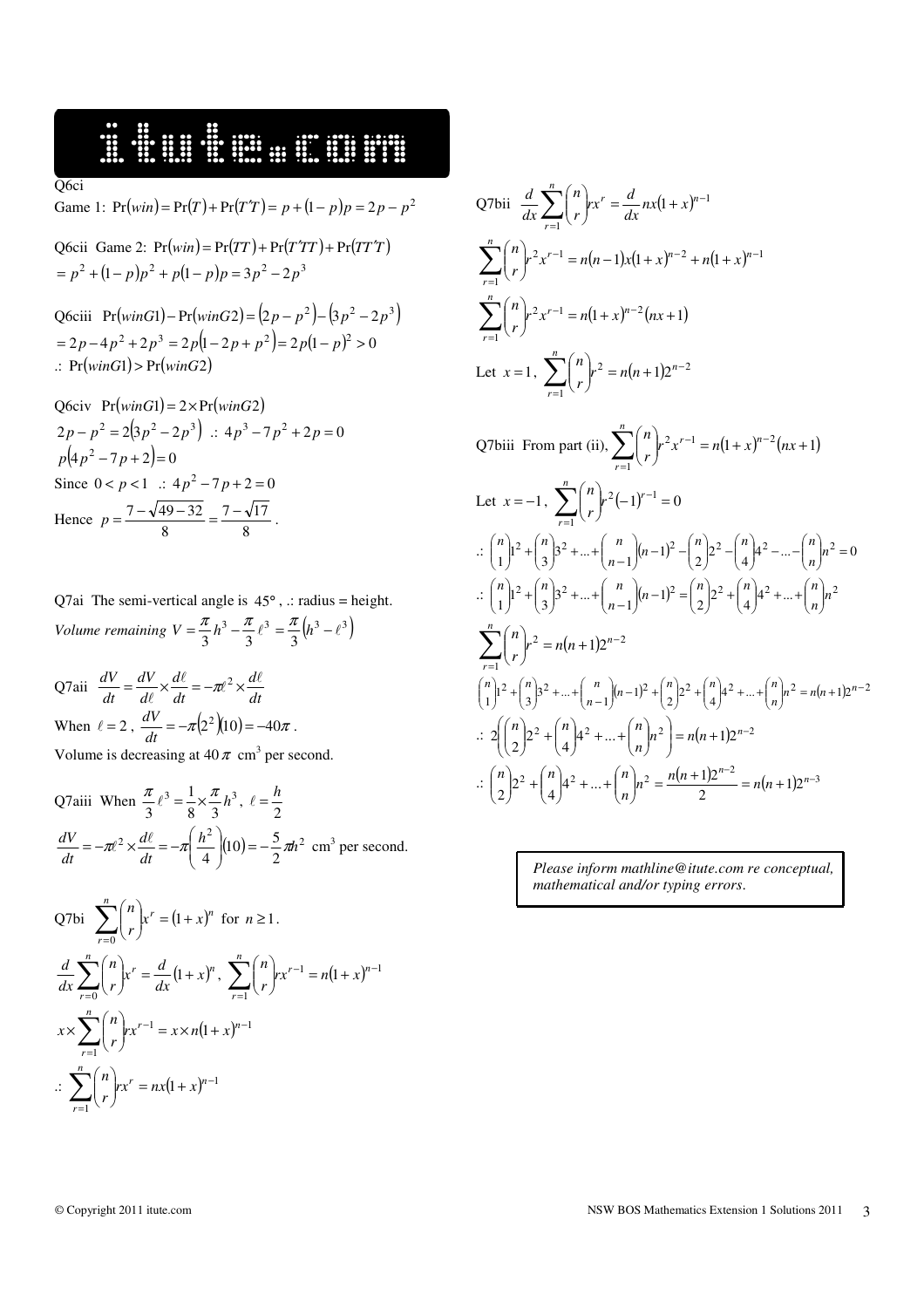Q6ci

Game 1: $\Pr(win) = \Pr(T) + \Pr(T'T) = p + (1-p)p = 2p - p^2$

Q6cii Game 2: $\Pr(win) = \Pr(TT) + \Pr(T'TT) + \Pr(TT'T)$

$= p^2 + (1-p)p^2 + p(1-p)p = 3p^2 - 2p^3$

Q6ciii $\Pr(winG1) - \Pr(winG2) = (2p - p^2) - (3p^2 - 2p^3)$

$= 2p - 4p^2 + 2p^3 = 2p(1 - 2p + p^2) = 2p(1-p)^2 > 0$

.: $\Pr(winG1) > \Pr(winG2)$

Q6civ $\Pr(winG1) = 2 \times \Pr(winG2)$

$2p - p^2 = 2(3p^2 - 2p^3)$ .: $4p^3 - 7p^2 + 2p = 0$

$p(4p^2 - 7p + 2) = 0$

Since $0 < p < 1$ .: $4p^2 - 7p + 2 = 0$

Hence $p = \dfrac{7 - \sqrt{49 - 32}}{8} = \dfrac{7 - \sqrt{17}}{8}$.

Q7ai The semi-vertical angle is $45°$, .: radius = height.

*Volume remaining* $V = \dfrac{\pi}{3}h^3 - \dfrac{\pi}{3}\ell^3 = \dfrac{\pi}{3}\left(h^3 - \ell^3\right)$

Q7aii $\dfrac{dV}{dt} = \dfrac{dV}{d\ell} \times \dfrac{d\ell}{dt} = -\pi\ell^2 \times \dfrac{d\ell}{dt}$

When $\ell = 2$, $\dfrac{dV}{dt} = -\pi(2^2)(10) = -40\pi$.

Volume is decreasing at $40\pi$ cm$^3$ per second.

Q7aiii When $\dfrac{\pi}{3}\ell^3 = \dfrac{1}{8} \times \dfrac{\pi}{3}h^3$, $\ell = \dfrac{h}{2}$

$\dfrac{dV}{dt} = -\pi\ell^2 \times \dfrac{d\ell}{dt} = -\pi\left(\dfrac{h^2}{4}\right)(10) = -\dfrac{5}{2}\pi h^2$ cm$^3$ per second.

Q7bi $\displaystyle\sum_{r=0}^{n} \binom{n}{r} x^r = (1+x)^n$ for $n \geq 1$.

$\dfrac{d}{dx}\displaystyle\sum_{r=0}^{n} \binom{n}{r} x^r = \dfrac{d}{dx}(1+x)^n$, $\displaystyle\sum_{r=1}^{n} \binom{n}{r} r x^{r-1} = n(1+x)^{n-1}$

$x \times \displaystyle\sum_{r=1}^{n} \binom{n}{r} r x^{r-1} = x \times n(1+x)^{n-1}$

.: $\displaystyle\sum_{r=1}^{n} \binom{n}{r} r x^r = nx(1+x)^{n-1}$

Q7bii $\dfrac{d}{dx}\displaystyle\sum_{r=1}^{n} \binom{n}{r} r x^r = \dfrac{d}{dx} nx(1+x)^{n-1}$

$\displaystyle\sum_{r=1}^{n} \binom{n}{r} r^2 x^{r-1} = n(n-1)x(1+x)^{n-2} + n(1+x)^{n-1}$

$\displaystyle\sum_{r=1}^{n} \binom{n}{r} r^2 x^{r-1} = n(1+x)^{n-2}(nx+1)$

Let $x = 1$, $\displaystyle\sum_{r=1}^{n} \binom{n}{r} r^2 = n(n+1)2^{n-2}$

Q7biii From part (ii), $\displaystyle\sum_{r=1}^{n} \binom{n}{r} r^2 x^{r-1} = n(1+x)^{n-2}(nx+1)$

Let $x = -1$, $\displaystyle\sum_{r=1}^{n} \binom{n}{r} r^2 (-1)^{r-1} = 0$

.: $\binom{n}{1}1^2 + \binom{n}{3}3^2 + ... + \binom{n}{n-1}(n-1)^2 - \binom{n}{2}2^2 - \binom{n}{4}4^2 - ... - \binom{n}{n}n^2 = 0$

.: $\binom{n}{1}1^2 + \binom{n}{3}3^2 + ... + \binom{n}{n-1}(n-1)^2 = \binom{n}{2}2^2 + \binom{n}{4}4^2 + ... + \binom{n}{n}n^2$

$\displaystyle\sum_{r=1}^{n} \binom{n}{r} r^2 = n(n+1)2^{n-2}$

$\binom{n}{1}1^2 + \binom{n}{3}3^2 + ... + \binom{n}{n-1}(n-1)^2 + \binom{n}{2}2^2 + \binom{n}{4}4^2 + ... + \binom{n}{n}n^2 = n(n+1)2^{n-2}$

.: $2\left(\binom{n}{2}2^2 + \binom{n}{4}4^2 + ... + \binom{n}{n}n^2\right) = n(n+1)2^{n-2}$

.: $\binom{n}{2}2^2 + \binom{n}{4}4^2 + ... + \binom{n}{n}n^2 = \dfrac{n(n+1)2^{n-2}}{2} = n(n+1)2^{n-3}$

*Please inform mathline@itute.com re conceptual, mathematical and/or typing errors.*